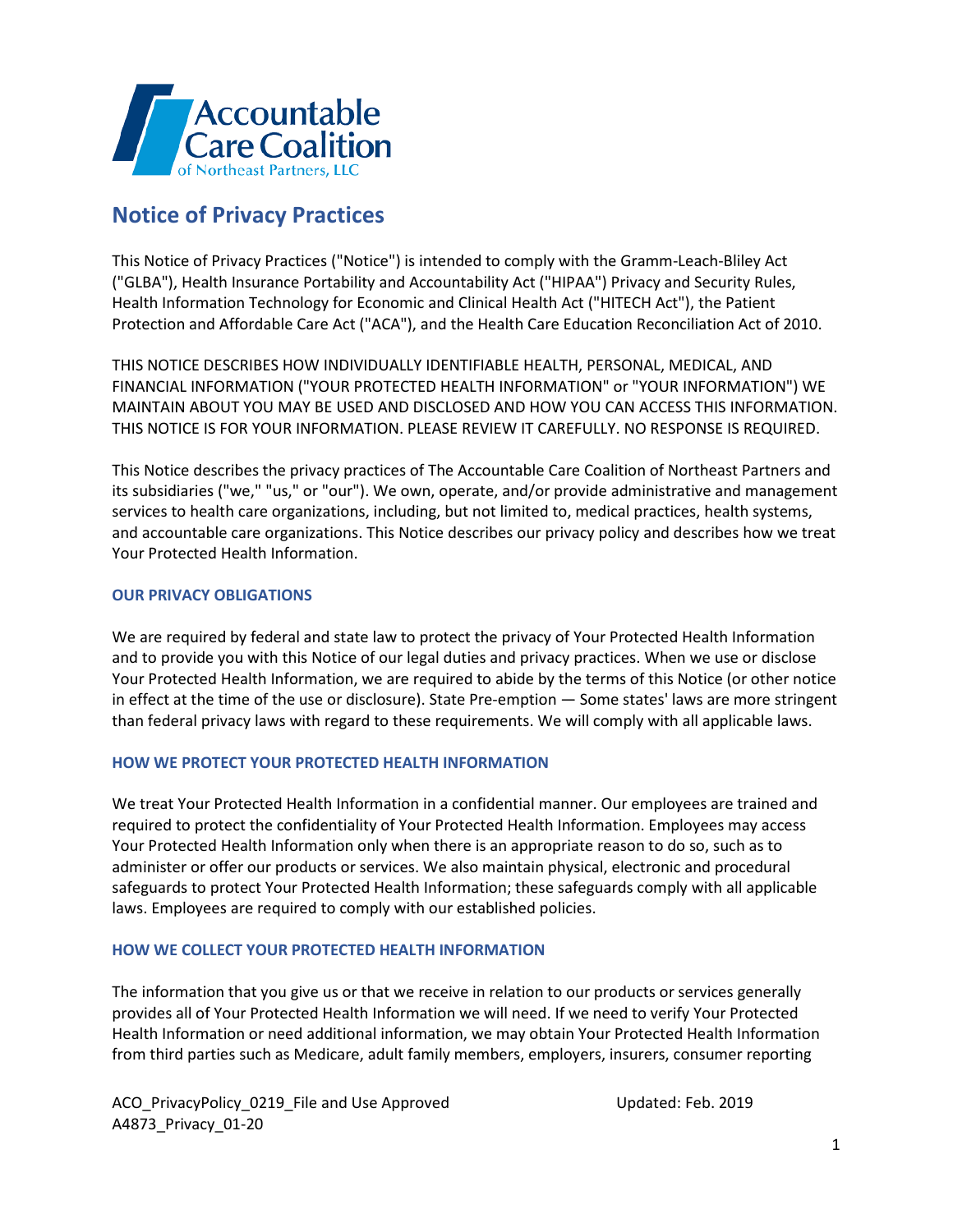# Notice of Privacy Practices

This Notice of Privacy Practices ("Notice") is intended to comply with the Gramm-Leach-Bliley Act ("GLBA"), Health Insurance Portability and Accountability Act ("HIPAA") Privacy and Security Rules, Health Information Technology for Economic and Clinical Health Act ("HITECH Act"), the Patient Protection and Affordable Care Act ("ACA"), and the Health Care Education Reconciliation Act of 2010.

THIS NOTICE DESCRIBES HOW INDIVIDUALLY IDENTIFIABLE HEALTH, PERSONAL, MEDICAL, AND FINANCIAL INFORMATION ("YOUR PROTECTED HEALTH INFORMATION" or "YOUR INFORMATION") WE MAINTAIN ABOUT YOU MAY BE USED AND DISCLOSED AND HOW YOU CAN ACCESS THIS INFORMATION. THIS NOTICE IS FOR YOUR INFORMATION. PLEASE REVIEW IT CAREFULLY. NO RESPONSE IS REQUIRED.

This Notice describes the privacy practices of The Accountable Care Coalition of Northeast Partners and its subsidiaries ("we," "us," or "our"). We own, operate, and/or provide administrative and management services to health care organizations, including, but not limited to, medical practices, health systems, and accountable care organizations. This Notice describes our privacy policy and describes how we treat Your Protected Health Information.

### OUR PRIVACY OBLIGATIONS

We are required by federal and state law to protect the privacy of Your Protected Health Information and to provide you with this Notice of our legal duties and privacy practices. When we use or disclose Your Protected Health Information, we are required to abide by the terms of this Notice (or other notice in effect at the time of the use or disclosure). State Pre-emption — Some states' laws are more stringent than federal privacy laws with regard to these requirements. We will comply with all applicable laws.

### HOW WE PROTECT YOUR PROTECTED HEALTH INFORMATION

We treat Your Protected Health Information in a confidential manner. Our employees are trained and required to protect the confidentiality of Your Protected Health Information. Employees may access Your Protected Health Information only when there is an appropriate reason to do so, such as to administer or offer our products or services. We also maintain physical, electronic and procedural safeguards to protect Your Protected Health Information; these safeguards comply with all applicable laws. Employees are required to comply with our established policies.

### HOW WE COLLECT YOUR PROTECTED HEALTH INFORMATION

The information that you give us or that we receive in relation to our products or services generally provides all of Your Protected Health Information we will need. If we need to verify Your Protected Health Information or need additional information, we may obtain Your Protected Health Information from third parties such as Medicare, adult family members, employers, insurers, consumer reporting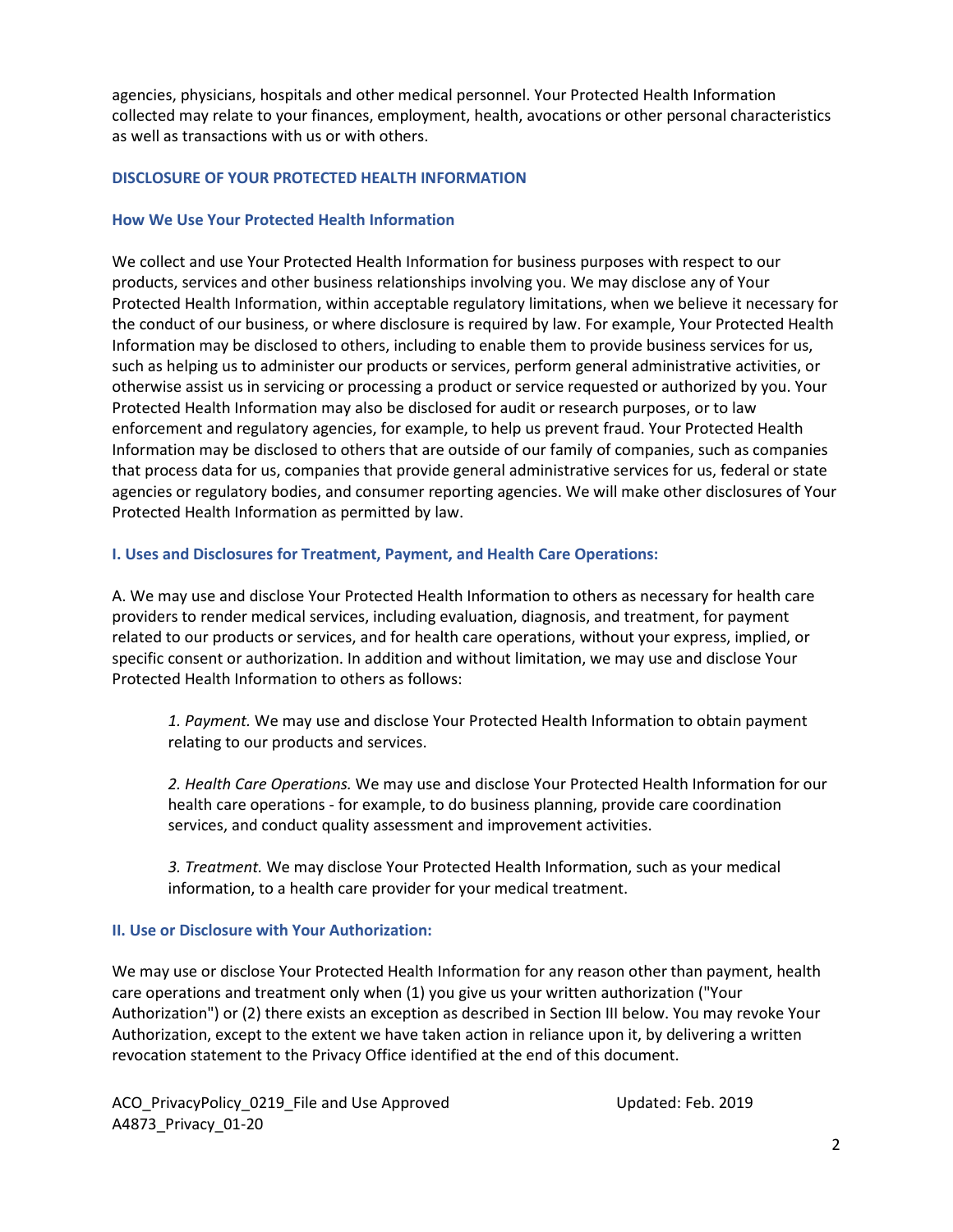agencies, physicians, hospitals and other medical personnel. Your Protected Health Information collected may relate to your finances, employment, health, avocations or other personal characteristics as well as transactions with us or with others.

## DISCLOSURE OF YOUR PROTECTED HEALTH INFORMATION

### How We Use Your Protected Health Information

We collect and use Your Protected Health Information for business purposes with respect to our products, services and other business relationships involving you. We may disclose any of Your Protected Health Information, within acceptable regulatory limitations, when we believe it necessary for the conduct of our business, or where disclosure is required by law. For example, Your Protected Health Information may be disclosed to others, including to enable them to provide business services for us, such as helping us to administer our products or services, perform general administrative activities, or otherwise assist us in servicing or processing a product or service requested or authorized by you. Your Protected Health Information may also be disclosed for audit or research purposes, or to law enforcement and regulatory agencies, for example, to help us prevent fraud. Your Protected Health Information may be disclosed to others that are outside of our family of companies, such as companies that process data for us, companies that provide general administrative services for us, federal or state agencies or regulatory bodies, and consumer reporting agencies. We will make other disclosures of Your Protected Health Information as permitted by law.

### I. Uses and Disclosures for Treatment, Payment, and Health Care Operations:

A. We may use and disclose Your Protected Health Information to others as necessary for health care providers to render medical services, including evaluation, diagnosis, and treatment, for payment related to our products or services, and for health care operations, without your express, implied, or specific consent or authorization. In addition and without limitation, we may use and disclose Your Protected Health Information to others as follows:

> *1. Payment.* We may use and disclose Your Protected Health Information to obtain payment relating to our products and services.
>
> *2. Health Care Operations.* We may use and disclose Your Protected Health Information for our health care operations - for example, to do business planning, provide care coordination services, and conduct quality assessment and improvement activities.
>
> *3. Treatment.* We may disclose Your Protected Health Information, such as your medical information, to a health care provider for your medical treatment.

### II. Use or Disclosure with Your Authorization:

We may use or disclose Your Protected Health Information for any reason other than payment, health care operations and treatment only when (1) you give us your written authorization ("Your Authorization") or (2) there exists an exception as described in Section III below. You may revoke Your Authorization, except to the extent we have taken action in reliance upon it, by delivering a written revocation statement to the Privacy Office identified at the end of this document.

ACO_PrivacyPolicy_0219_File and Use Approved Updated: Feb. 2019
A4873_Privacy_01-20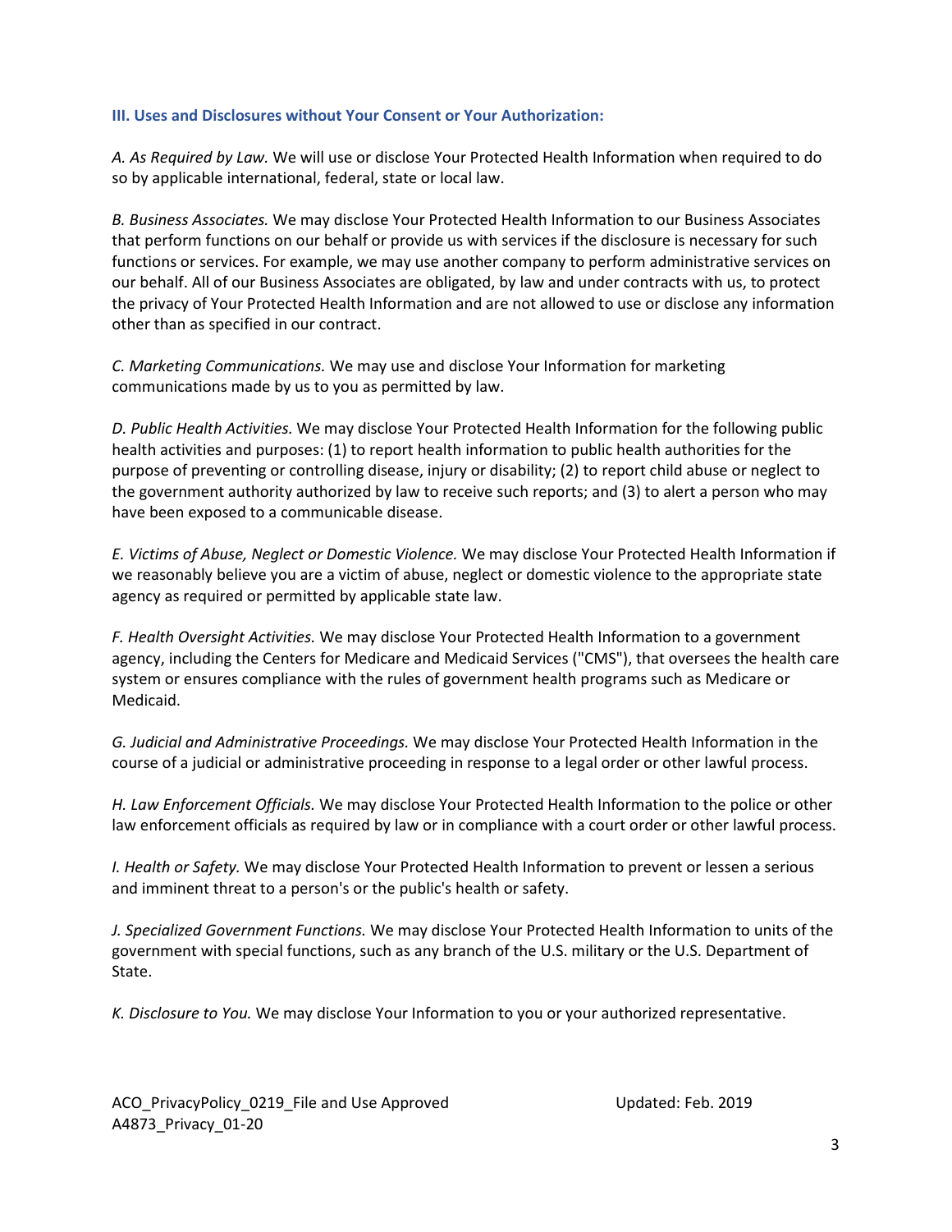### III. Uses and Disclosures without Your Consent or Your Authorization:

*A. As Required by Law.* We will use or disclose Your Protected Health Information when required to do so by applicable international, federal, state or local law.

*B. Business Associates.* We may disclose Your Protected Health Information to our Business Associates that perform functions on our behalf or provide us with services if the disclosure is necessary for such functions or services. For example, we may use another company to perform administrative services on our behalf. All of our Business Associates are obligated, by law and under contracts with us, to protect the privacy of Your Protected Health Information and are not allowed to use or disclose any information other than as specified in our contract.

*C. Marketing Communications.* We may use and disclose Your Information for marketing communications made by us to you as permitted by law.

*D. Public Health Activities.* We may disclose Your Protected Health Information for the following public health activities and purposes: (1) to report health information to public health authorities for the purpose of preventing or controlling disease, injury or disability; (2) to report child abuse or neglect to the government authority authorized by law to receive such reports; and (3) to alert a person who may have been exposed to a communicable disease.

*E. Victims of Abuse, Neglect or Domestic Violence.* We may disclose Your Protected Health Information if we reasonably believe you are a victim of abuse, neglect or domestic violence to the appropriate state agency as required or permitted by applicable state law.

*F. Health Oversight Activities.* We may disclose Your Protected Health Information to a government agency, including the Centers for Medicare and Medicaid Services ("CMS"), that oversees the health care system or ensures compliance with the rules of government health programs such as Medicare or Medicaid.

*G. Judicial and Administrative Proceedings.* We may disclose Your Protected Health Information in the course of a judicial or administrative proceeding in response to a legal order or other lawful process.

*H. Law Enforcement Officials.* We may disclose Your Protected Health Information to the police or other law enforcement officials as required by law or in compliance with a court order or other lawful process.

*I. Health or Safety.* We may disclose Your Protected Health Information to prevent or lessen a serious and imminent threat to a person's or the public's health or safety.

*J. Specialized Government Functions.* We may disclose Your Protected Health Information to units of the government with special functions, such as any branch of the U.S. military or the U.S. Department of State.

*K. Disclosure to You.* We may disclose Your Information to you or your authorized representative.

ACO_PrivacyPolicy_0219_File and Use Approved  Updated: Feb. 2019
A4873_Privacy_01-20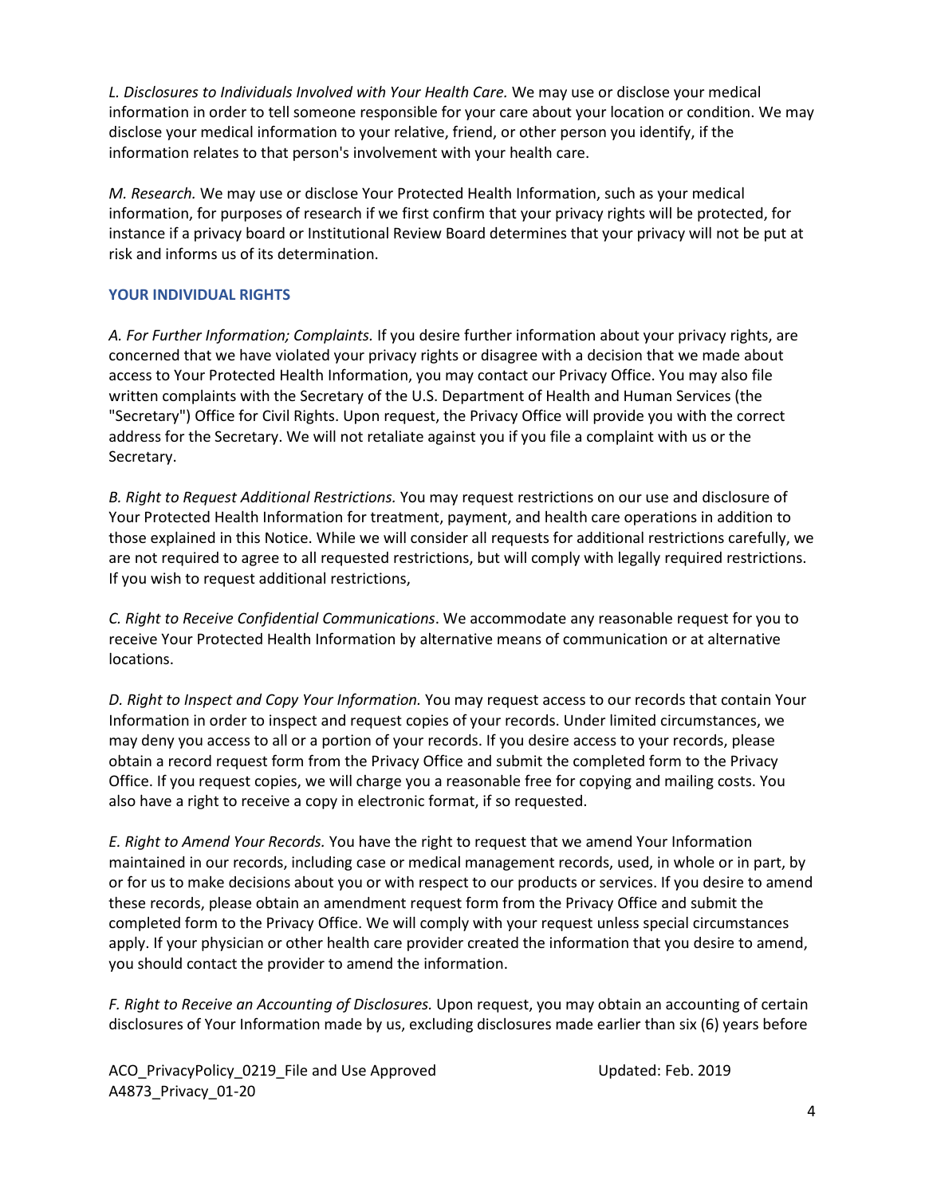*L. Disclosures to Individuals Involved with Your Health Care.* We may use or disclose your medical information in order to tell someone responsible for your care about your location or condition. We may disclose your medical information to your relative, friend, or other person you identify, if the information relates to that person's involvement with your health care.

*M. Research.* We may use or disclose Your Protected Health Information, such as your medical information, for purposes of research if we first confirm that your privacy rights will be protected, for instance if a privacy board or Institutional Review Board determines that your privacy will not be put at risk and informs us of its determination.

## YOUR INDIVIDUAL RIGHTS

*A. For Further Information; Complaints.* If you desire further information about your privacy rights, are concerned that we have violated your privacy rights or disagree with a decision that we made about access to Your Protected Health Information, you may contact our Privacy Office. You may also file written complaints with the Secretary of the U.S. Department of Health and Human Services (the "Secretary") Office for Civil Rights. Upon request, the Privacy Office will provide you with the correct address for the Secretary. We will not retaliate against you if you file a complaint with us or the Secretary.

*B. Right to Request Additional Restrictions.* You may request restrictions on our use and disclosure of Your Protected Health Information for treatment, payment, and health care operations in addition to those explained in this Notice. While we will consider all requests for additional restrictions carefully, we are not required to agree to all requested restrictions, but will comply with legally required restrictions. If you wish to request additional restrictions,

*C. Right to Receive Confidential Communications*. We accommodate any reasonable request for you to receive Your Protected Health Information by alternative means of communication or at alternative locations.

*D. Right to Inspect and Copy Your Information.* You may request access to our records that contain Your Information in order to inspect and request copies of your records. Under limited circumstances, we may deny you access to all or a portion of your records. If you desire access to your records, please obtain a record request form from the Privacy Office and submit the completed form to the Privacy Office. If you request copies, we will charge you a reasonable free for copying and mailing costs. You also have a right to receive a copy in electronic format, if so requested.

*E. Right to Amend Your Records.* You have the right to request that we amend Your Information maintained in our records, including case or medical management records, used, in whole or in part, by or for us to make decisions about you or with respect to our products or services. If you desire to amend these records, please obtain an amendment request form from the Privacy Office and submit the completed form to the Privacy Office. We will comply with your request unless special circumstances apply. If your physician or other health care provider created the information that you desire to amend, you should contact the provider to amend the information.

*F. Right to Receive an Accounting of Disclosures.* Upon request, you may obtain an accounting of certain disclosures of Your Information made by us, excluding disclosures made earlier than six (6) years before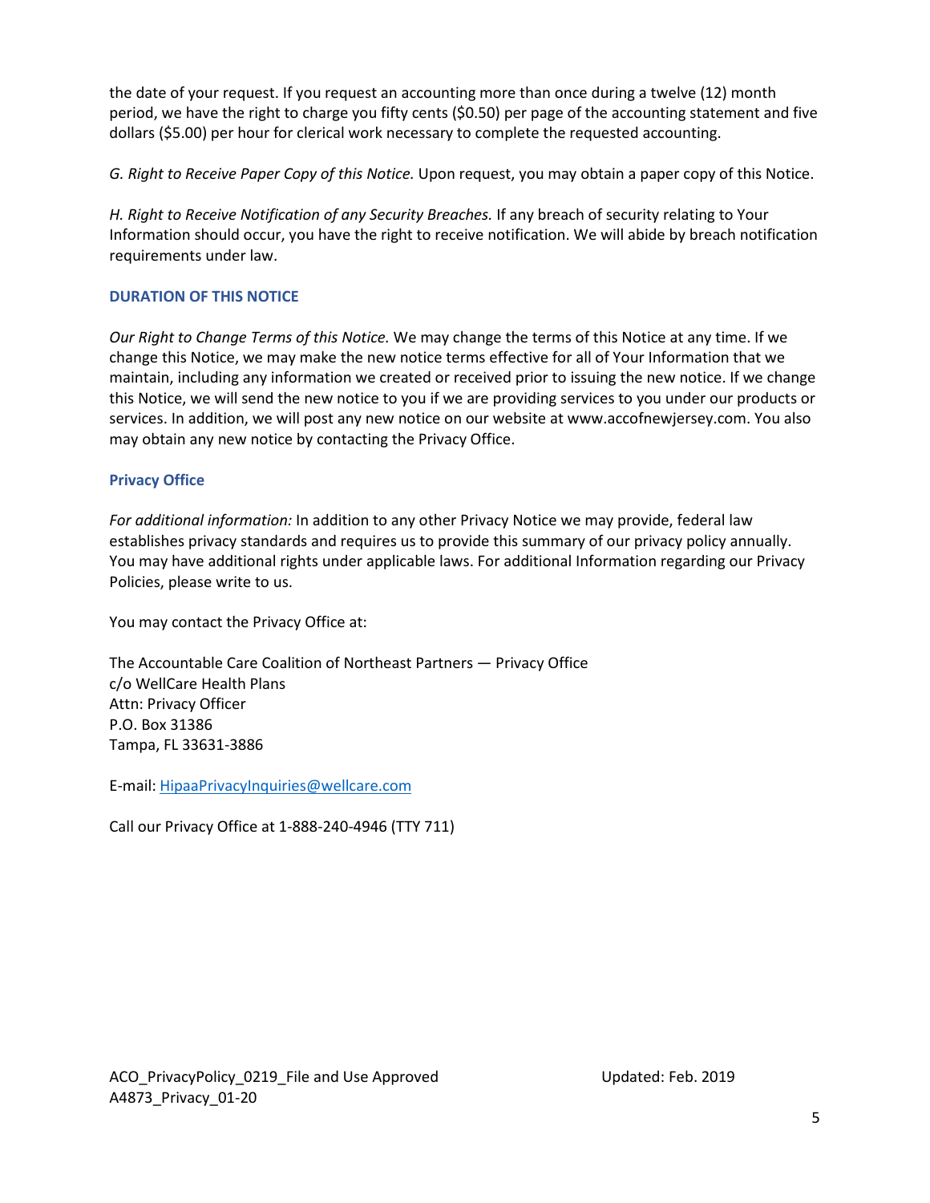the date of your request. If you request an accounting more than once during a twelve (12) month period, we have the right to charge you fifty cents ($0.50) per page of the accounting statement and five dollars ($5.00) per hour for clerical work necessary to complete the requested accounting.

*G. Right to Receive Paper Copy of this Notice.* Upon request, you may obtain a paper copy of this Notice.

*H. Right to Receive Notification of any Security Breaches.* If any breach of security relating to Your Information should occur, you have the right to receive notification. We will abide by breach notification requirements under law.

## DURATION OF THIS NOTICE

*Our Right to Change Terms of this Notice.* We may change the terms of this Notice at any time. If we change this Notice, we may make the new notice terms effective for all of Your Information that we maintain, including any information we created or received prior to issuing the new notice. If we change this Notice, we will send the new notice to you if we are providing services to you under our products or services. In addition, we will post any new notice on our website at www.accofnewjersey.com. You also may obtain any new notice by contacting the Privacy Office.

## Privacy Office

*For additional information:* In addition to any other Privacy Notice we may provide, federal law establishes privacy standards and requires us to provide this summary of our privacy policy annually. You may have additional rights under applicable laws. For additional Information regarding our Privacy Policies, please write to us.

You may contact the Privacy Office at:

The Accountable Care Coalition of Northeast Partners — Privacy Office
c/o WellCare Health Plans
Attn: Privacy Officer
P.O. Box 31386
Tampa, FL 33631-3886

E-mail: HipaaPrivacyInquiries@wellcare.com

Call our Privacy Office at 1-888-240-4946 (TTY 711)

ACO_PrivacyPolicy_0219_File and Use Approved
A4873_Privacy_01-20

Updated: Feb. 2019